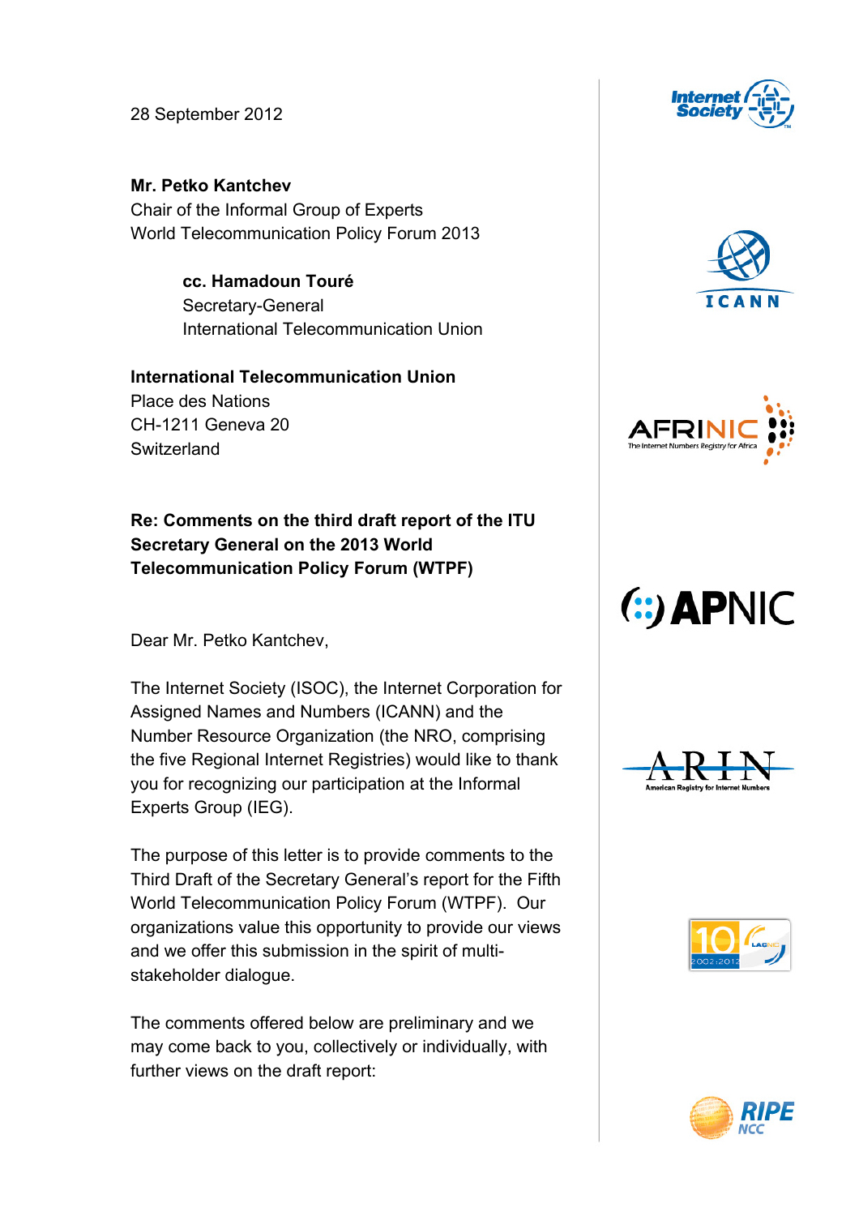28 September 2012

**Mr. Petko Kantchev**
Chair of the Informal Group of Experts
World Telecommunication Policy Forum 2013

> **cc. Hamadoun Touré**
> Secretary-General
> International Telecommunication Union

**International Telecommunication Union**
Place des Nations
CH-1211 Geneva 20
Switzerland

**Re: Comments on the third draft report of the ITU Secretary General on the 2013 World Telecommunication Policy Forum (WTPF)**

Dear Mr. Petko Kantchev,

The Internet Society (ISOC), the Internet Corporation for Assigned Names and Numbers (ICANN) and the Number Resource Organization (the NRO, comprising the five Regional Internet Registries) would like to thank you for recognizing our participation at the Informal Experts Group (IEG).

The purpose of this letter is to provide comments to the Third Draft of the Secretary General's report for the Fifth World Telecommunication Policy Forum (WTPF). Our organizations value this opportunity to provide our views and we offer this submission in the spirit of multi-stakeholder dialogue.

The comments offered below are preliminary and we may come back to you, collectively or individually, with further views on the draft report: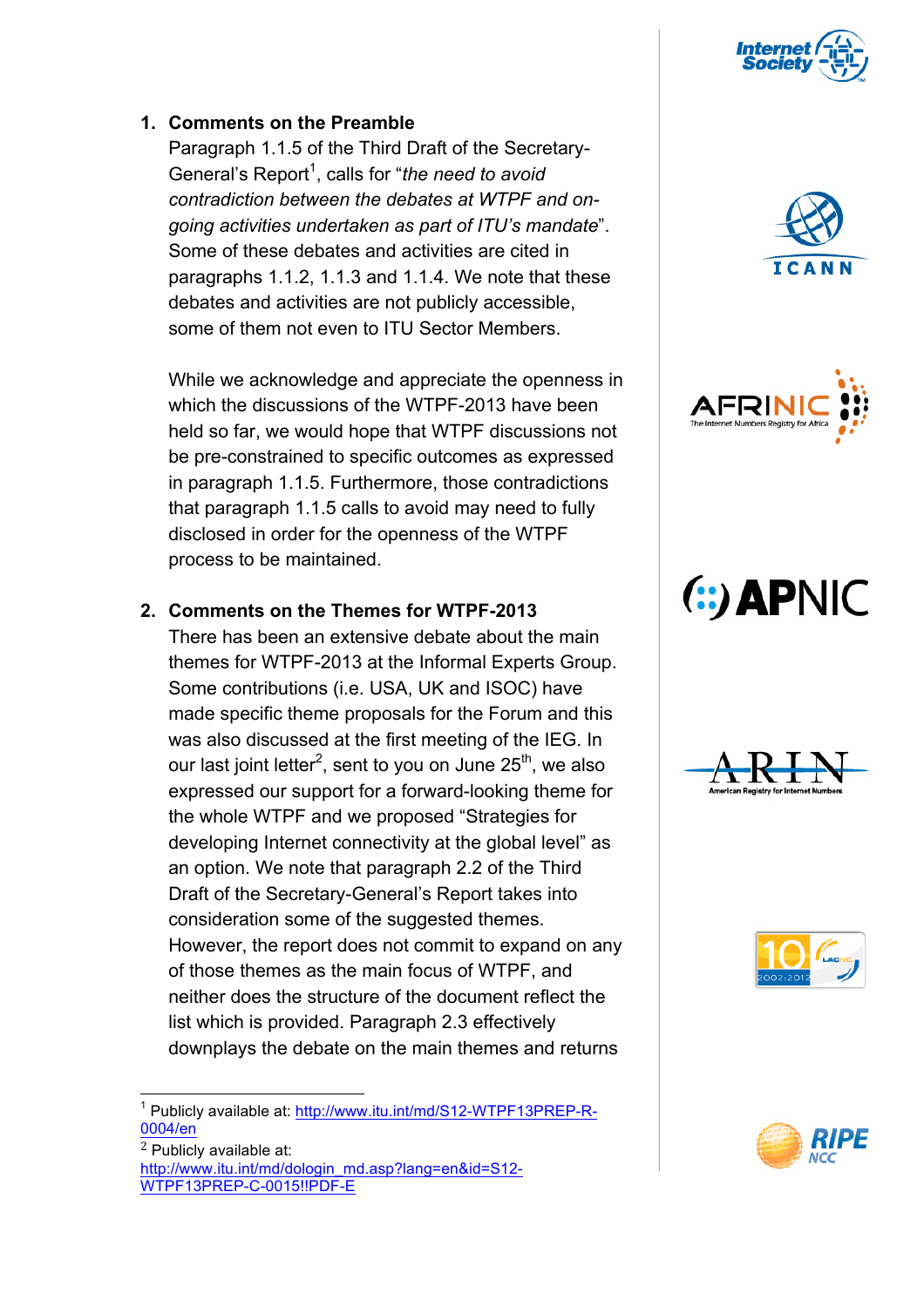1. **Comments on the Preamble**

   Paragraph 1.1.5 of the Third Draft of the Secretary-General's Report[1], calls for "*the need to avoid contradiction between the debates at WTPF and on-going activities undertaken as part of ITU's mandate*". Some of these debates and activities are cited in paragraphs 1.1.2, 1.1.3 and 1.1.4. We note that these debates and activities are not publicly accessible, some of them not even to ITU Sector Members.

   While we acknowledge and appreciate the openness in which the discussions of the WTPF-2013 have been held so far, we would hope that WTPF discussions not be pre-constrained to specific outcomes as expressed in paragraph 1.1.5. Furthermore, those contradictions that paragraph 1.1.5 calls to avoid may need to fully disclosed in order for the openness of the WTPF process to be maintained.

2. **Comments on the Themes for WTPF-2013**

   There has been an extensive debate about the main themes for WTPF-2013 at the Informal Experts Group. Some contributions (i.e. USA, UK and ISOC) have made specific theme proposals for the Forum and this was also discussed at the first meeting of the IEG. In our last joint letter[2], sent to you on June 25th, we also expressed our support for a forward-looking theme for the whole WTPF and we proposed "Strategies for developing Internet connectivity at the global level" as an option. We note that paragraph 2.2 of the Third Draft of the Secretary-General's Report takes into consideration some of the suggested themes. However, the report does not commit to expand on any of those themes as the main focus of WTPF, and neither does the structure of the document reflect the list which is provided. Paragraph 2.3 effectively downplays the debate on the main themes and returns

---

[1] Publicly available at: http://www.itu.int/md/S12-WTPF13PREP-R-0004/en

[2] Publicly available at: http://www.itu.int/md/dologin_md.asp?lang=en&id=S12-WTPF13PREP-C-0015!!PDF-E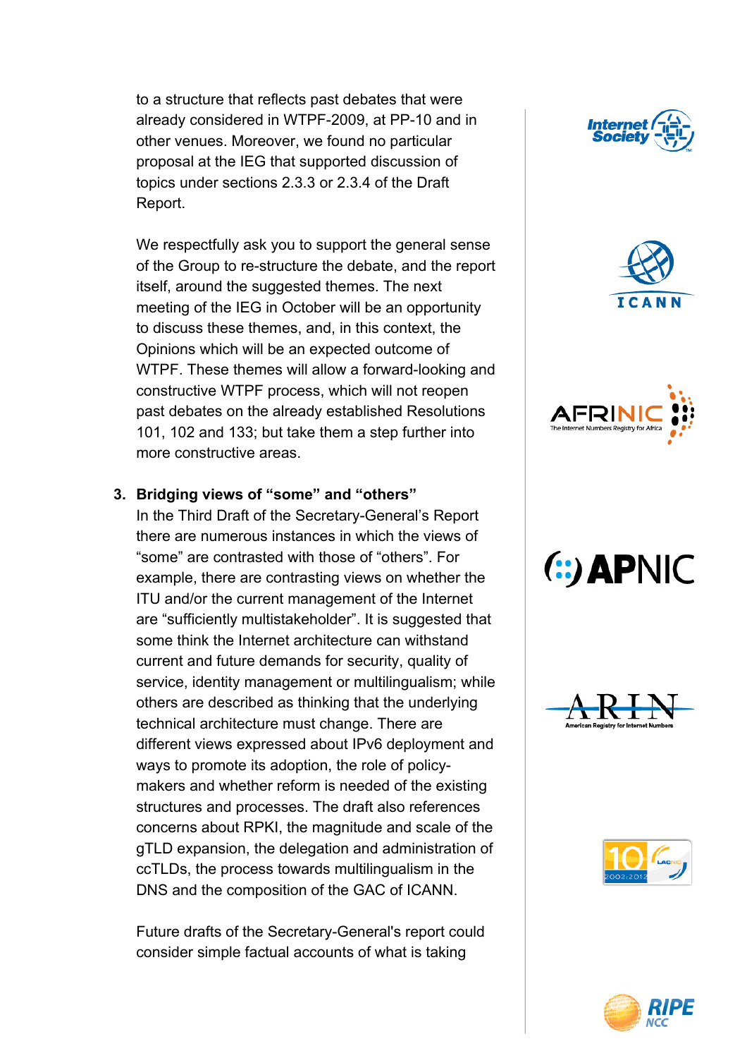to a structure that reflects past debates that were already considered in WTPF-2009, at PP-10 and in other venues. Moreover, we found no particular proposal at the IEG that supported discussion of topics under sections 2.3.3 or 2.3.4 of the Draft Report.

We respectfully ask you to support the general sense of the Group to re-structure the debate, and the report itself, around the suggested themes. The next meeting of the IEG in October will be an opportunity to discuss these themes, and, in this context, the Opinions which will be an expected outcome of WTPF. These themes will allow a forward-looking and constructive WTPF process, which will not reopen past debates on the already established Resolutions 101, 102 and 133; but take them a step further into more constructive areas.

3. **Bridging views of “some” and “others”**

In the Third Draft of the Secretary-General’s Report there are numerous instances in which the views of “some” are contrasted with those of “others”. For example, there are contrasting views on whether the ITU and/or the current management of the Internet are “sufficiently multistakeholder”. It is suggested that some think the Internet architecture can withstand current and future demands for security, quality of service, identity management or multilingualism; while others are described as thinking that the underlying technical architecture must change. There are different views expressed about IPv6 deployment and ways to promote its adoption, the role of policy-makers and whether reform is needed of the existing structures and processes. The draft also references concerns about RPKI, the magnitude and scale of the gTLD expansion, the delegation and administration of ccTLDs, the process towards multilingualism in the DNS and the composition of the GAC of ICANN.

Future drafts of the Secretary-General's report could consider simple factual accounts of what is taking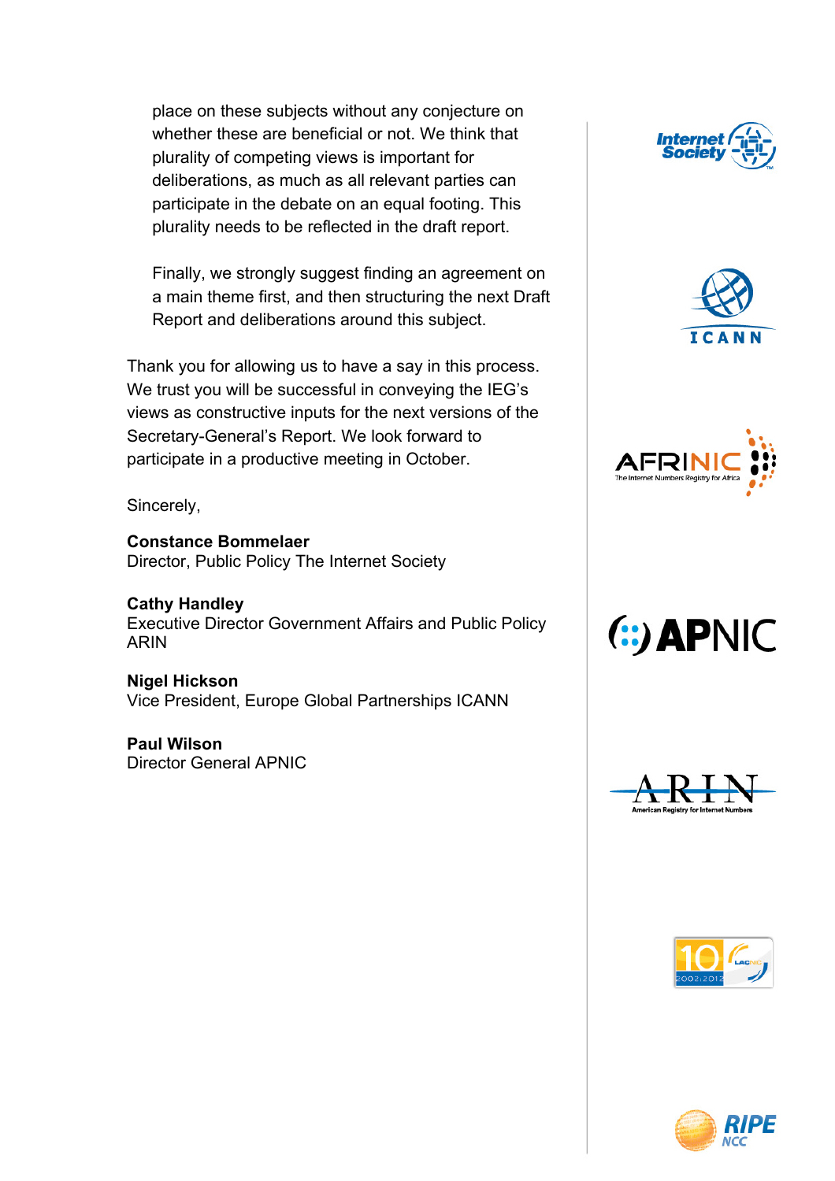place on these subjects without any conjecture on whether these are beneficial or not. We think that plurality of competing views is important for deliberations, as much as all relevant parties can participate in the debate on an equal footing. This plurality needs to be reflected in the draft report.

Finally, we strongly suggest finding an agreement on a main theme first, and then structuring the next Draft Report and deliberations around this subject.

Thank you for allowing us to have a say in this process. We trust you will be successful in conveying the IEG's views as constructive inputs for the next versions of the Secretary-General's Report. We look forward to participate in a productive meeting in October.

Sincerely,

**Constance Bommelaer**
Director, Public Policy The Internet Society

**Cathy Handley**
Executive Director Government Affairs and Public Policy
ARIN

**Nigel Hickson**
Vice President, Europe Global Partnerships ICANN

**Paul Wilson**
Director General APNIC